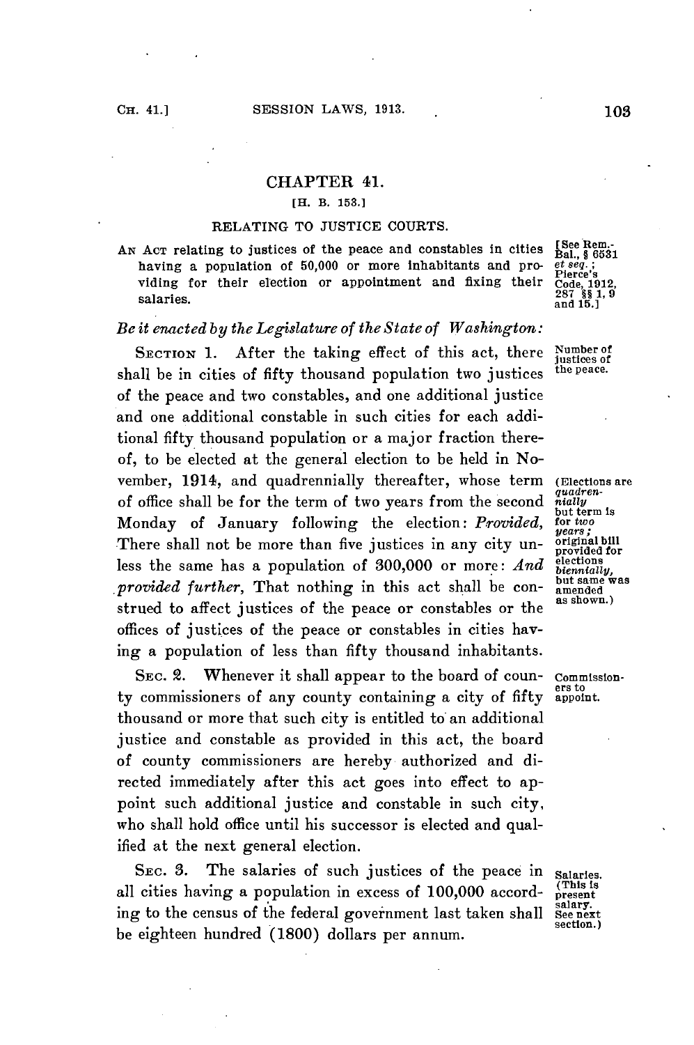# CHAPTER 41.

[H. B. 153.]

## RELATING TO JUSTICE COURTS.

AN ACT relating to justices of the peace and constables in cities having a population of 50,000 or more inhabitants and providing for their election or appointment and fixing their salaries.

[See Rem.-Bal., § 6531 *et seq.*; Pierce's Code, 1912, 287 §§ 1, 9 and 15.]

*Be it enacted by the Legislature of the State of Washington:*

SECTION 1. After the taking effect of this act, there shall be in cities of fifty thousand population two justices of the peace and two constables, and one additional justice and one additional constable in such cities for each additional fifty thousand population or a major fraction thereof, to be elected at the general election to be held in November, 1914, and quadrennially thereafter, whose term of office shall be for the term of two years from the second Monday of January following the election: *Provided,* There shall not be more than five justices in any city unless the same has a population of 300,000 or more: *And provided further,* That nothing in this act shall be construed to affect justices of the peace or constables or the offices of justices of the peace or constables in cities having a population of less than fifty thousand inhabitants.

Number of justices of the peace.

(Elections are *quadrennially* but term is for *two years*; original bill provided for elections *biennially*, but same was amended as shown.)

SEC. 2. Whenever it shall appear to the board of county commissioners of any county containing a city of fifty thousand or more that such city is entitled to an additional justice and constable as provided in this act, the board of county commissioners are hereby authorized and directed immediately after this act goes into effect to appoint such additional justice and constable in such city, who shall hold office until his successor is elected and qualified at the next general election.

Commissioners to appoint.

SEC. 3. The salaries of such justices of the peace in all cities having a population in excess of 100,000 according to the census of the federal government last taken shall be eighteen hundred (1800) dollars per annum.

Salaries. (This is present salary. See next section.)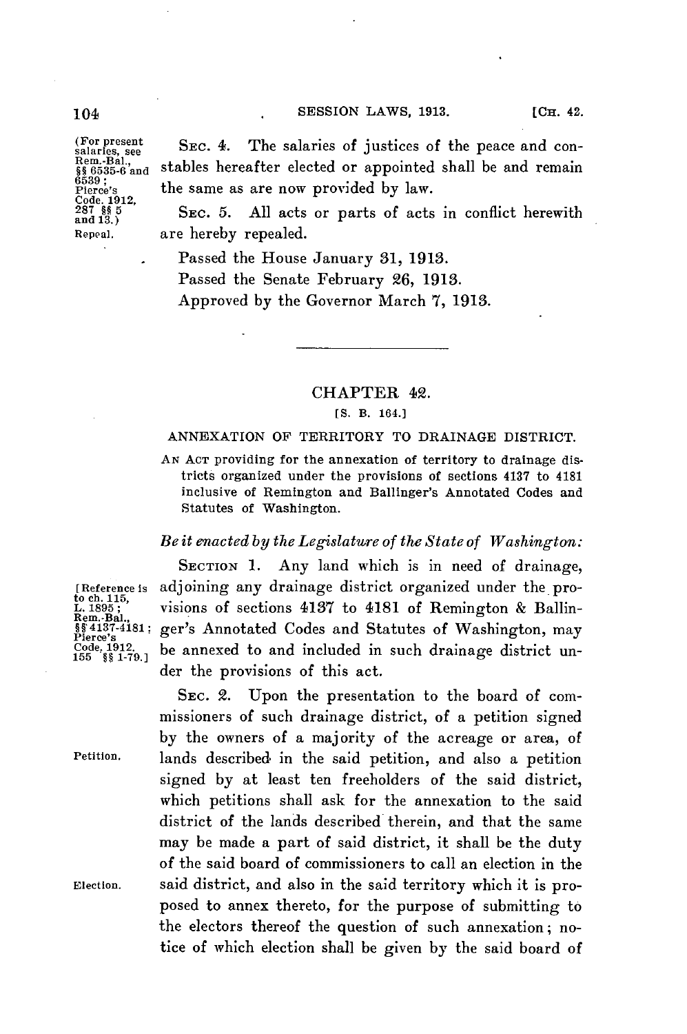(For present salaries, see Rem.-Bal., §§ 6535-6 and 6539; Pierce's Code, 1912, 287 §§ 5 and 13.)

SEC. 4. The salaries of justices of the peace and constables hereafter elected or appointed shall be and remain the same as are now provided by law.

Repeal.

SEC. 5. All acts or parts of acts in conflict herewith are hereby repealed.

Passed the House January 31, 1913.

Passed the Senate February 26, 1913.

Approved by the Governor March 7, 1913.

---

## CHAPTER 42.

[S. B. 164.]

### ANNEXATION OF TERRITORY TO DRAINAGE DISTRICT.

AN ACT providing for the annexation of territory to drainage districts organized under the provisions of sections 4137 to 4181 inclusive of Remington and Ballinger's Annotated Codes and Statutes of Washington.

*Be it enacted by the Legislature of the State of Washington:*

[Reference is to ch. 115, L. 1895; Rem.-Bal., §§ 4137-4181; Pierce's Code, 1912, 155 §§ 1-79.]

SECTION 1. Any land which is in need of drainage, adjoining any drainage district organized under the provisions of sections 4137 to 4181 of Remington & Ballinger's Annotated Codes and Statutes of Washington, may be annexed to and included in such drainage district under the provisions of this act.

Petition.

SEC. 2. Upon the presentation to the board of commissioners of such drainage district, of a petition signed by the owners of a majority of the acreage or area, of lands described in the said petition, and also a petition signed by at least ten freeholders of the said district, which petitions shall ask for the annexation to the said district of the lands described therein, and that the same may be made a part of said district, it shall be the duty of the said board of commissioners to call an election in the said district, and also in the said territory which it is proposed to annex thereto, for the purpose of submitting to the electors thereof the question of such annexation; notice of which election shall be given by the said board of

Election.